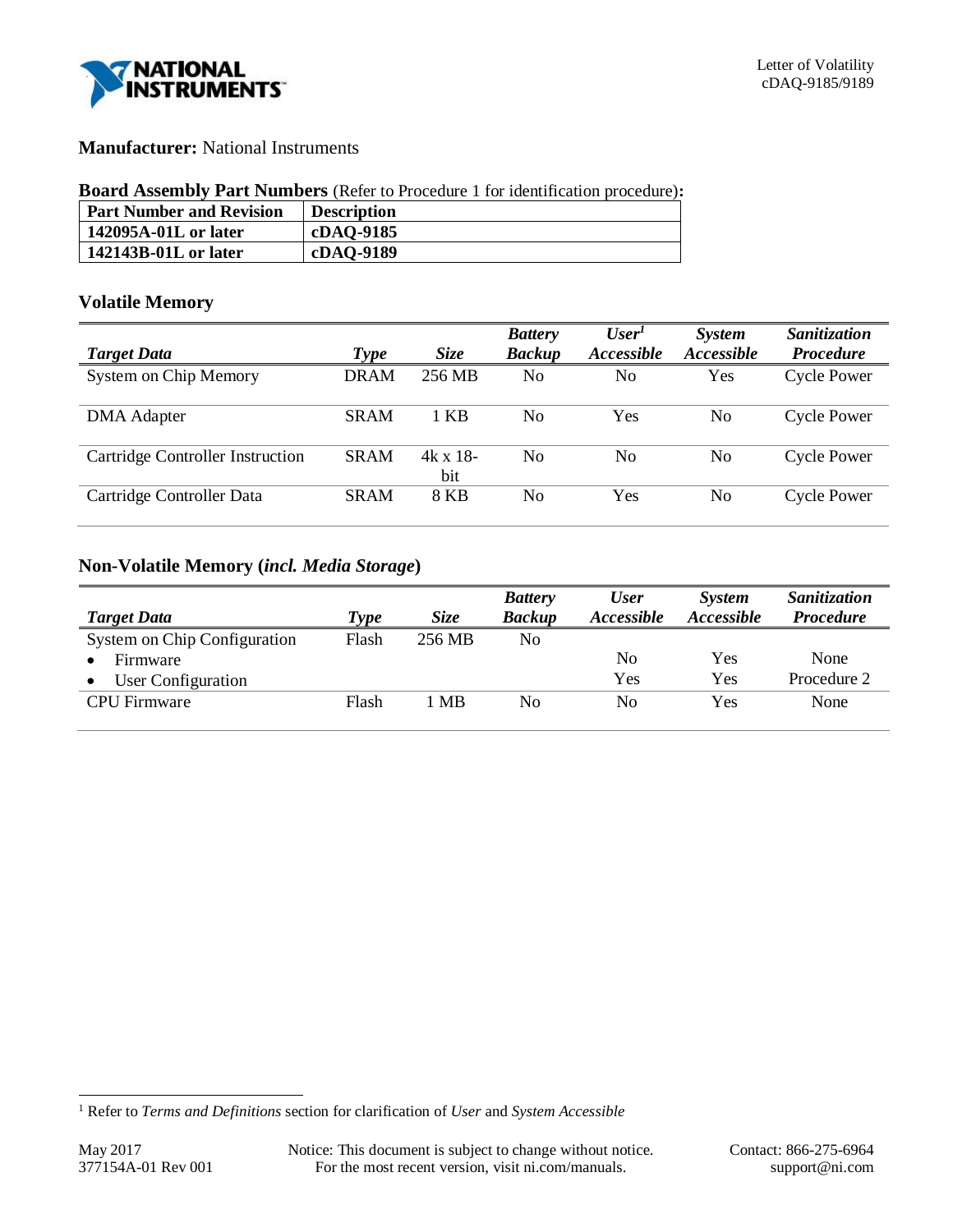Letter of Volatility
cDAQ-9185/9189

**Manufacturer:** National Instruments

**Board Assembly Part Numbers** (Refer to Procedure 1 for identification procedure)**:**

| Part Number and Revision | Description |
|---|---|
| **142095A-01L or later** | **cDAQ-9185** |
| **142143B-01L or later** | **cDAQ-9189** |

### Volatile Memory

| *Target Data* | *Type* | *Size* | *Battery Backup* | *User[1] Accessible* | *System Accessible* | *Sanitization Procedure* |
|---|---|---|---|---|---|---|
| System on Chip Memory | DRAM | 256 MB | No | No | Yes | Cycle Power |
| DMA Adapter | SRAM | 1 KB | No | Yes | No | Cycle Power |
| Cartridge Controller Instruction | SRAM | 4k x 18-bit | No | No | No | Cycle Power |
| Cartridge Controller Data | SRAM | 8 KB | No | Yes | No | Cycle Power |

### Non-Volatile Memory (*incl. Media Storage*)

| *Target Data* | *Type* | *Size* | *Battery Backup* | *User Accessible* | *System Accessible* | *Sanitization Procedure* |
|---|---|---|---|---|---|---|
| System on Chip Configuration | Flash | 256 MB | No | | | |
| • Firmware | | | | No | Yes | None |
| • User Configuration | | | | Yes | Yes | Procedure 2 |
| CPU Firmware | Flash | 1 MB | No | No | Yes | None |

[1] Refer to *Terms and Definitions* section for clarification of *User* and *System Accessible*

May 2017
377154A-01 Rev 001

Notice: This document is subject to change without notice. For the most recent version, visit ni.com/manuals.

Contact: 866-275-6964
support@ni.com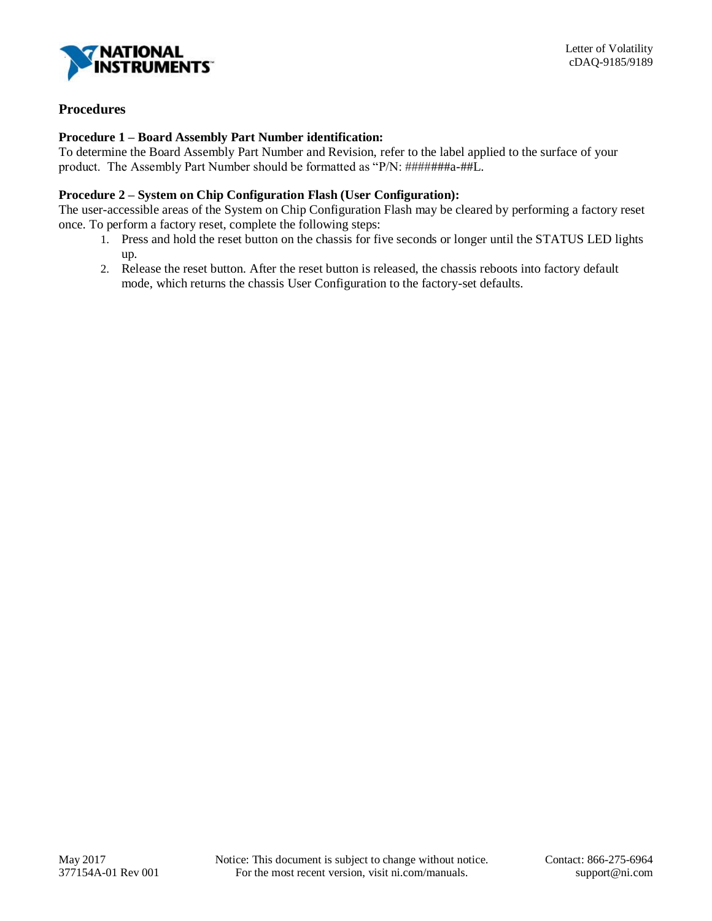## Procedures

**Procedure 1 – Board Assembly Part Number identification:**
To determine the Board Assembly Part Number and Revision, refer to the label applied to the surface of your product. The Assembly Part Number should be formatted as "P/N: ######a-##L.

**Procedure 2 – System on Chip Configuration Flash (User Configuration):**
The user-accessible areas of the System on Chip Configuration Flash may be cleared by performing a factory reset once. To perform a factory reset, complete the following steps:

1. Press and hold the reset button on the chassis for five seconds or longer until the STATUS LED lights up.
2. Release the reset button. After the reset button is released, the chassis reboots into factory default mode, which returns the chassis User Configuration to the factory-set defaults.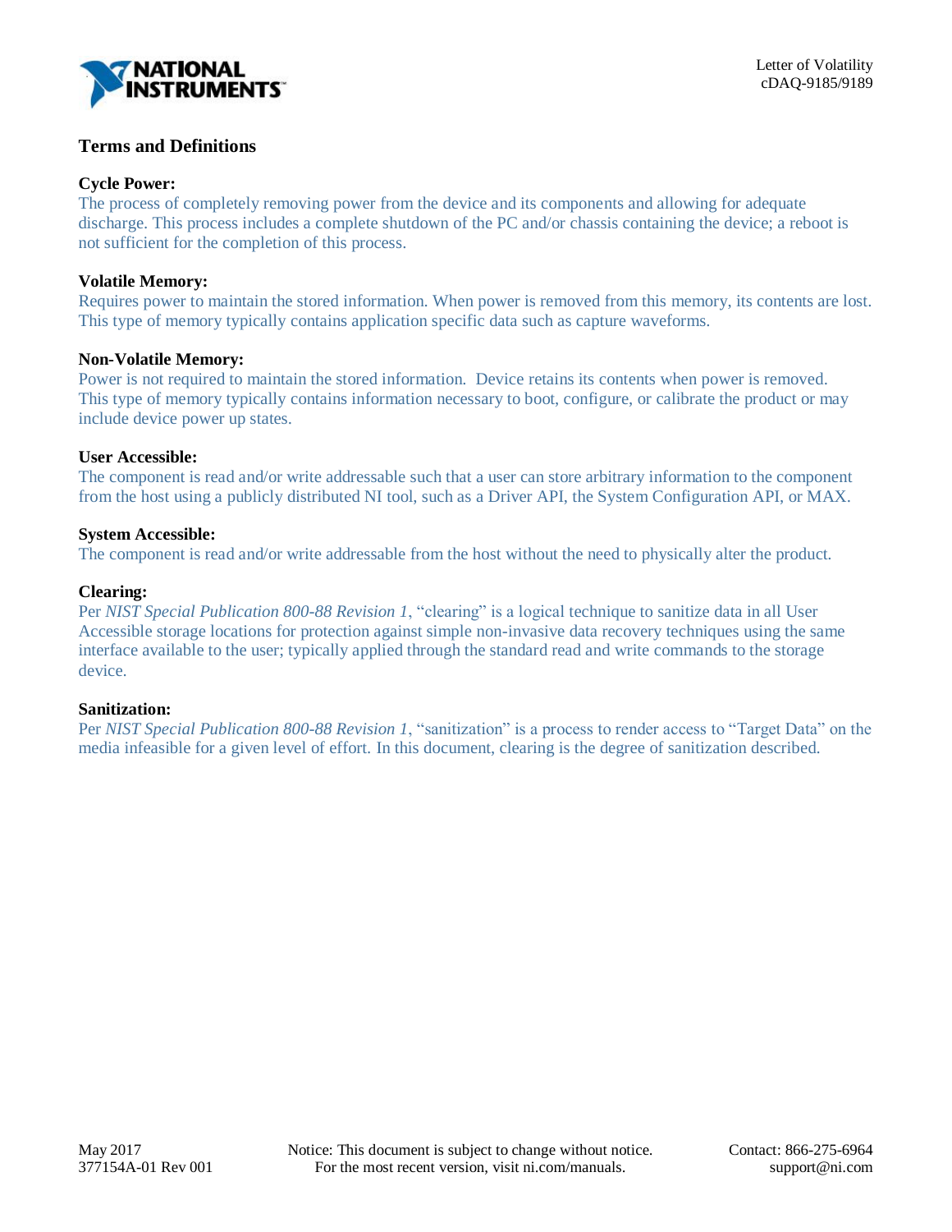## Terms and Definitions

**Cycle Power:**

The process of completely removing power from the device and its components and allowing for adequate discharge. This process includes a complete shutdown of the PC and/or chassis containing the device; a reboot is not sufficient for the completion of this process.

**Volatile Memory:**

Requires power to maintain the stored information. When power is removed from this memory, its contents are lost. This type of memory typically contains application specific data such as capture waveforms.

**Non-Volatile Memory:**

Power is not required to maintain the stored information. Device retains its contents when power is removed. This type of memory typically contains information necessary to boot, configure, or calibrate the product or may include device power up states.

**User Accessible:**

The component is read and/or write addressable such that a user can store arbitrary information to the component from the host using a publicly distributed NI tool, such as a Driver API, the System Configuration API, or MAX.

**System Accessible:**

The component is read and/or write addressable from the host without the need to physically alter the product.

**Clearing:**

Per *NIST Special Publication 800-88 Revision 1*, "clearing" is a logical technique to sanitize data in all User Accessible storage locations for protection against simple non-invasive data recovery techniques using the same interface available to the user; typically applied through the standard read and write commands to the storage device.

**Sanitization:**

Per *NIST Special Publication 800-88 Revision 1*, "sanitization" is a process to render access to "Target Data" on the media infeasible for a given level of effort. In this document, clearing is the degree of sanitization described.